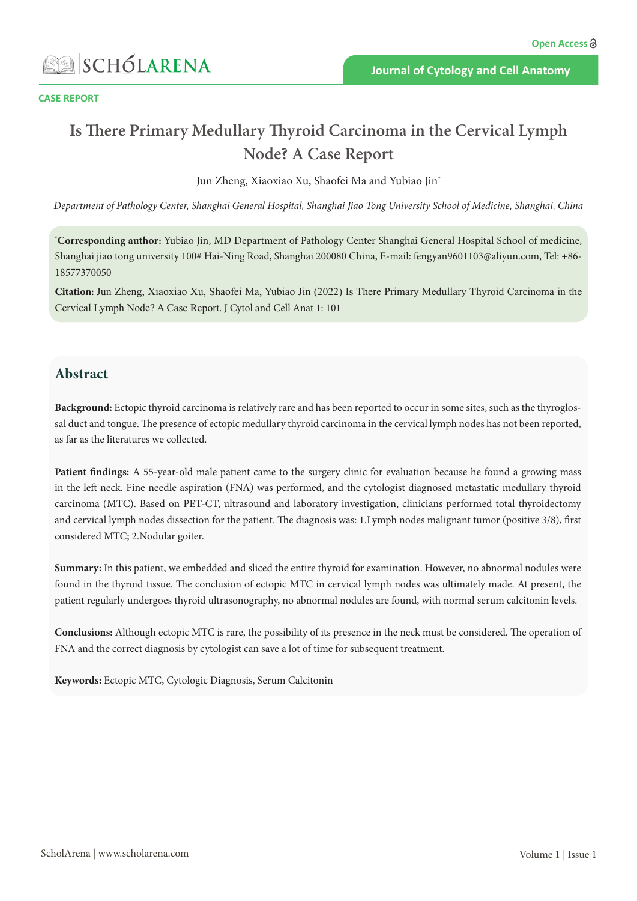CASE REPORT

# Is There Primary Medullary Thyroid Carcinoma in the Cervical Lymph Node? A Case Report

Jun Zheng, Xiaoxiao Xu, Shaofei Ma and Yubiao Jin*

*Department of Pathology Center, Shanghai General Hospital, Shanghai Jiao Tong University School of Medicine, Shanghai, China*

***Corresponding author:** Yubiao Jin, MD Department of Pathology Center Shanghai General Hospital School of medicine, Shanghai jiao tong university 100# Hai-Ning Road, Shanghai 200080 China, E-mail: fengyan9601103@aliyun.com, Tel: +86-18577370050

**Citation:** Jun Zheng, Xiaoxiao Xu, Shaofei Ma, Yubiao Jin (2022) Is There Primary Medullary Thyroid Carcinoma in the Cervical Lymph Node? A Case Report. J Cytol and Cell Anat 1: 101

## Abstract

**Background:** Ectopic thyroid carcinoma is relatively rare and has been reported to occur in some sites, such as the thyroglossal duct and tongue. The presence of ectopic medullary thyroid carcinoma in the cervical lymph nodes has not been reported, as far as the literatures we collected.

**Patient findings:** A 55-year-old male patient came to the surgery clinic for evaluation because he found a growing mass in the left neck. Fine needle aspiration (FNA) was performed, and the cytologist diagnosed metastatic medullary thyroid carcinoma (MTC). Based on PET-CT, ultrasound and laboratory investigation, clinicians performed total thyroidectomy and cervical lymph nodes dissection for the patient. The diagnosis was: 1.Lymph nodes malignant tumor (positive 3/8), first considered MTC; 2.Nodular goiter.

**Summary:** In this patient, we embedded and sliced the entire thyroid for examination. However, no abnormal nodules were found in the thyroid tissue. The conclusion of ectopic MTC in cervical lymph nodes was ultimately made. At present, the patient regularly undergoes thyroid ultrasonography, no abnormal nodules are found, with normal serum calcitonin levels.

**Conclusions:** Although ectopic MTC is rare, the possibility of its presence in the neck must be considered. The operation of FNA and the correct diagnosis by cytologist can save a lot of time for subsequent treatment.

**Keywords:** Ectopic MTC, Cytologic Diagnosis, Serum Calcitonin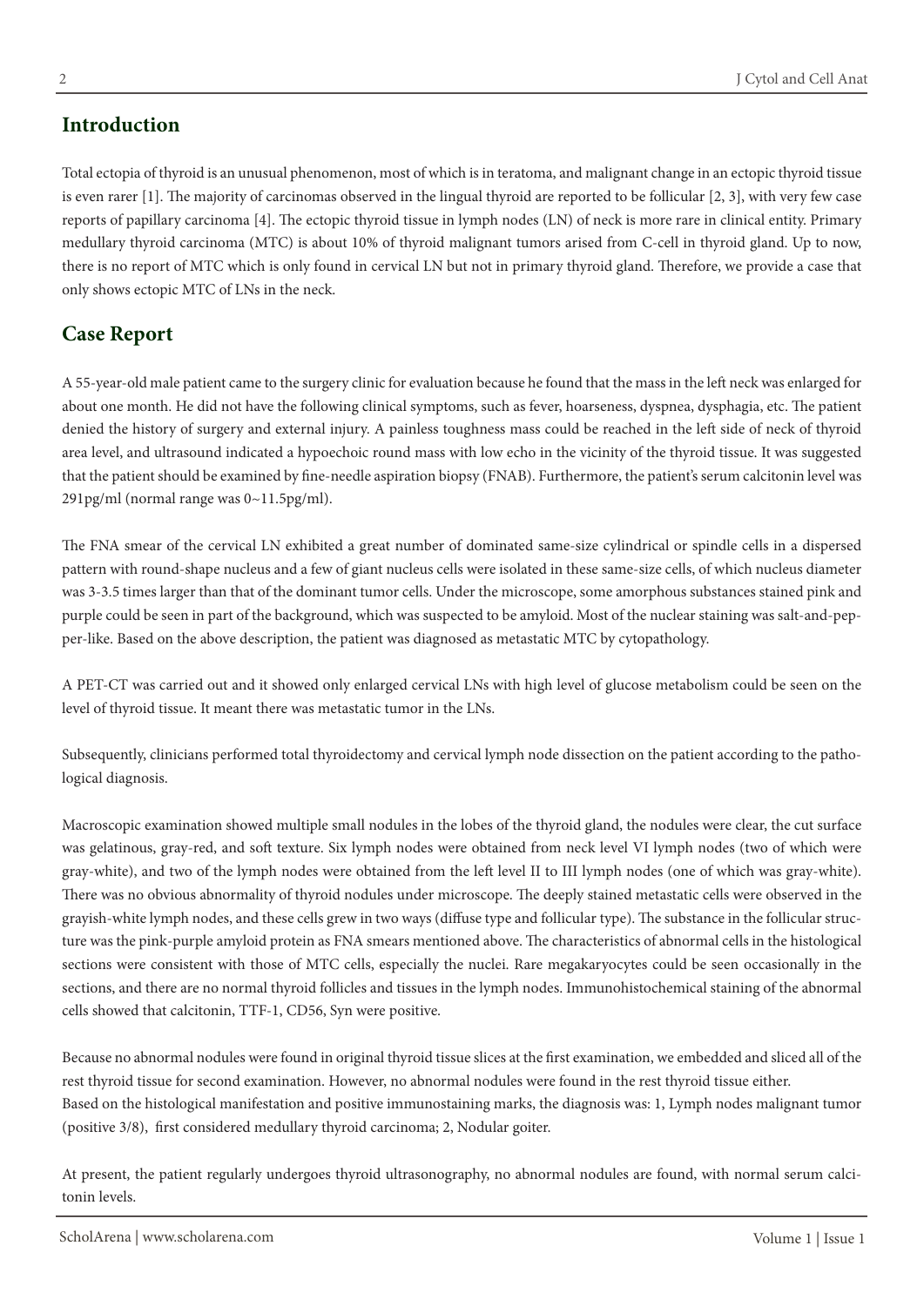## Introduction

Total ectopia of thyroid is an unusual phenomenon, most of which is in teratoma, and malignant change in an ectopic thyroid tissue is even rarer [1]. The majority of carcinomas observed in the lingual thyroid are reported to be follicular [2, 3], with very few case reports of papillary carcinoma [4]. The ectopic thyroid tissue in lymph nodes (LN) of neck is more rare in clinical entity. Primary medullary thyroid carcinoma (MTC) is about 10% of thyroid malignant tumors arised from C-cell in thyroid gland. Up to now, there is no report of MTC which is only found in cervical LN but not in primary thyroid gland. Therefore, we provide a case that only shows ectopic MTC of LNs in the neck.

## Case Report

A 55-year-old male patient came to the surgery clinic for evaluation because he found that the mass in the left neck was enlarged for about one month. He did not have the following clinical symptoms, such as fever, hoarseness, dyspnea, dysphagia, etc. The patient denied the history of surgery and external injury. A painless toughness mass could be reached in the left side of neck of thyroid area level, and ultrasound indicated a hypoechoic round mass with low echo in the vicinity of the thyroid tissue. It was suggested that the patient should be examined by fine-needle aspiration biopsy (FNAB). Furthermore, the patient's serum calcitonin level was 291pg/ml (normal range was 0~11.5pg/ml).

The FNA smear of the cervical LN exhibited a great number of dominated same-size cylindrical or spindle cells in a dispersed pattern with round-shape nucleus and a few of giant nucleus cells were isolated in these same-size cells, of which nucleus diameter was 3-3.5 times larger than that of the dominant tumor cells. Under the microscope, some amorphous substances stained pink and purple could be seen in part of the background, which was suspected to be amyloid. Most of the nuclear staining was salt-and-pepper-like. Based on the above description, the patient was diagnosed as metastatic MTC by cytopathology.

A PET-CT was carried out and it showed only enlarged cervical LNs with high level of glucose metabolism could be seen on the level of thyroid tissue. It meant there was metastatic tumor in the LNs.

Subsequently, clinicians performed total thyroidectomy and cervical lymph node dissection on the patient according to the pathological diagnosis.

Macroscopic examination showed multiple small nodules in the lobes of the thyroid gland, the nodules were clear, the cut surface was gelatinous, gray-red, and soft texture. Six lymph nodes were obtained from neck level VI lymph nodes (two of which were gray-white), and two of the lymph nodes were obtained from the left level II to III lymph nodes (one of which was gray-white). There was no obvious abnormality of thyroid nodules under microscope. The deeply stained metastatic cells were observed in the grayish-white lymph nodes, and these cells grew in two ways (diffuse type and follicular type). The substance in the follicular structure was the pink-purple amyloid protein as FNA smears mentioned above. The characteristics of abnormal cells in the histological sections were consistent with those of MTC cells, especially the nuclei. Rare megakaryocytes could be seen occasionally in the sections, and there are no normal thyroid follicles and tissues in the lymph nodes. Immunohistochemical staining of the abnormal cells showed that calcitonin, TTF-1, CD56, Syn were positive.

Because no abnormal nodules were found in original thyroid tissue slices at the first examination, we embedded and sliced all of the rest thyroid tissue for second examination. However, no abnormal nodules were found in the rest thyroid tissue either.
Based on the histological manifestation and positive immunostaining marks, the diagnosis was: 1, Lymph nodes malignant tumor (positive 3/8), first considered medullary thyroid carcinoma; 2, Nodular goiter.

At present, the patient regularly undergoes thyroid ultrasonography, no abnormal nodules are found, with normal serum calcitonin levels.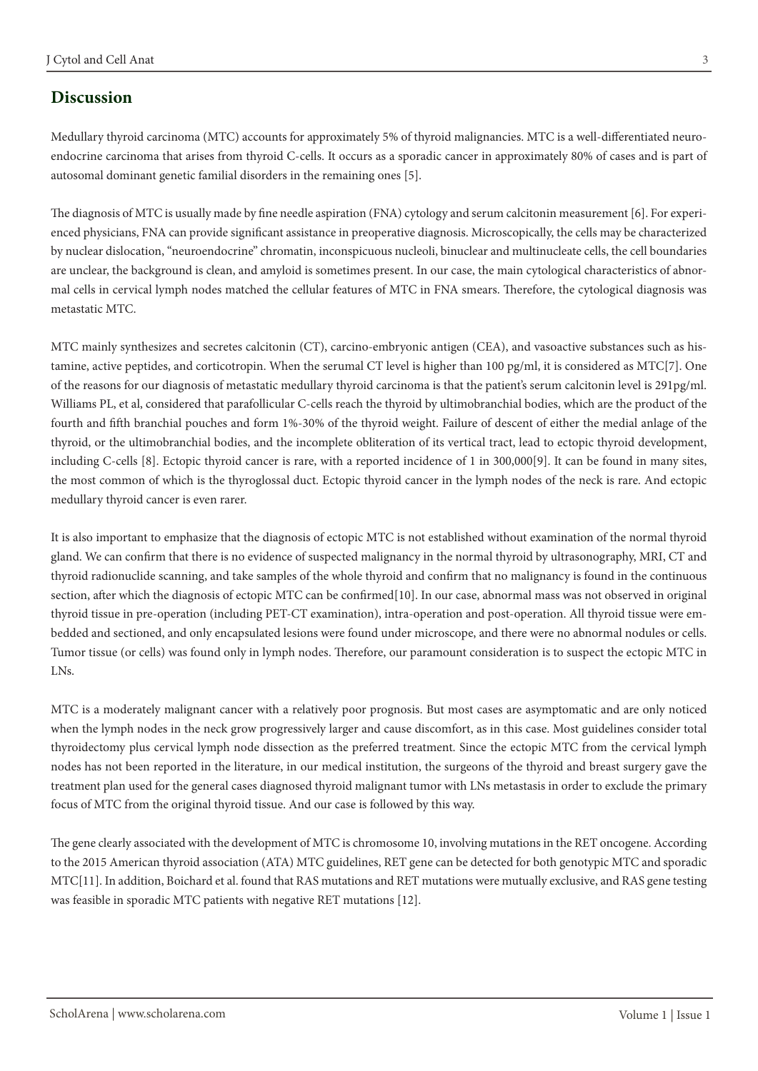## Discussion

Medullary thyroid carcinoma (MTC) accounts for approximately 5% of thyroid malignancies. MTC is a well-differentiated neuroendocrine carcinoma that arises from thyroid C-cells. It occurs as a sporadic cancer in approximately 80% of cases and is part of autosomal dominant genetic familial disorders in the remaining ones [5].

The diagnosis of MTC is usually made by fine needle aspiration (FNA) cytology and serum calcitonin measurement [6]. For experienced physicians, FNA can provide significant assistance in preoperative diagnosis. Microscopically, the cells may be characterized by nuclear dislocation, "neuroendocrine" chromatin, inconspicuous nucleoli, binuclear and multinucleate cells, the cell boundaries are unclear, the background is clean, and amyloid is sometimes present. In our case, the main cytological characteristics of abnormal cells in cervical lymph nodes matched the cellular features of MTC in FNA smears. Therefore, the cytological diagnosis was metastatic MTC.

MTC mainly synthesizes and secretes calcitonin (CT), carcino-embryonic antigen (CEA), and vasoactive substances such as histamine, active peptides, and corticotropin. When the serumal CT level is higher than 100 pg/ml, it is considered as MTC[7]. One of the reasons for our diagnosis of metastatic medullary thyroid carcinoma is that the patient's serum calcitonin level is 291pg/ml. Williams PL, et al, considered that parafollicular C-cells reach the thyroid by ultimobranchial bodies, which are the product of the fourth and fifth branchial pouches and form 1%-30% of the thyroid weight. Failure of descent of either the medial anlage of the thyroid, or the ultimobranchial bodies, and the incomplete obliteration of its vertical tract, lead to ectopic thyroid development, including C-cells [8]. Ectopic thyroid cancer is rare, with a reported incidence of 1 in 300,000[9]. It can be found in many sites, the most common of which is the thyroglossal duct. Ectopic thyroid cancer in the lymph nodes of the neck is rare. And ectopic medullary thyroid cancer is even rarer.

It is also important to emphasize that the diagnosis of ectopic MTC is not established without examination of the normal thyroid gland. We can confirm that there is no evidence of suspected malignancy in the normal thyroid by ultrasonography, MRI, CT and thyroid radionuclide scanning, and take samples of the whole thyroid and confirm that no malignancy is found in the continuous section, after which the diagnosis of ectopic MTC can be confirmed[10]. In our case, abnormal mass was not observed in original thyroid tissue in pre-operation (including PET-CT examination), intra-operation and post-operation. All thyroid tissue were embedded and sectioned, and only encapsulated lesions were found under microscope, and there were no abnormal nodules or cells. Tumor tissue (or cells) was found only in lymph nodes. Therefore, our paramount consideration is to suspect the ectopic MTC in LNs.

MTC is a moderately malignant cancer with a relatively poor prognosis. But most cases are asymptomatic and are only noticed when the lymph nodes in the neck grow progressively larger and cause discomfort, as in this case. Most guidelines consider total thyroidectomy plus cervical lymph node dissection as the preferred treatment. Since the ectopic MTC from the cervical lymph nodes has not been reported in the literature, in our medical institution, the surgeons of the thyroid and breast surgery gave the treatment plan used for the general cases diagnosed thyroid malignant tumor with LNs metastasis in order to exclude the primary focus of MTC from the original thyroid tissue. And our case is followed by this way.

The gene clearly associated with the development of MTC is chromosome 10, involving mutations in the RET oncogene. According to the 2015 American thyroid association (ATA) MTC guidelines, RET gene can be detected for both genotypic MTC and sporadic MTC[11]. In addition, Boichard et al. found that RAS mutations and RET mutations were mutually exclusive, and RAS gene testing was feasible in sporadic MTC patients with negative RET mutations [12].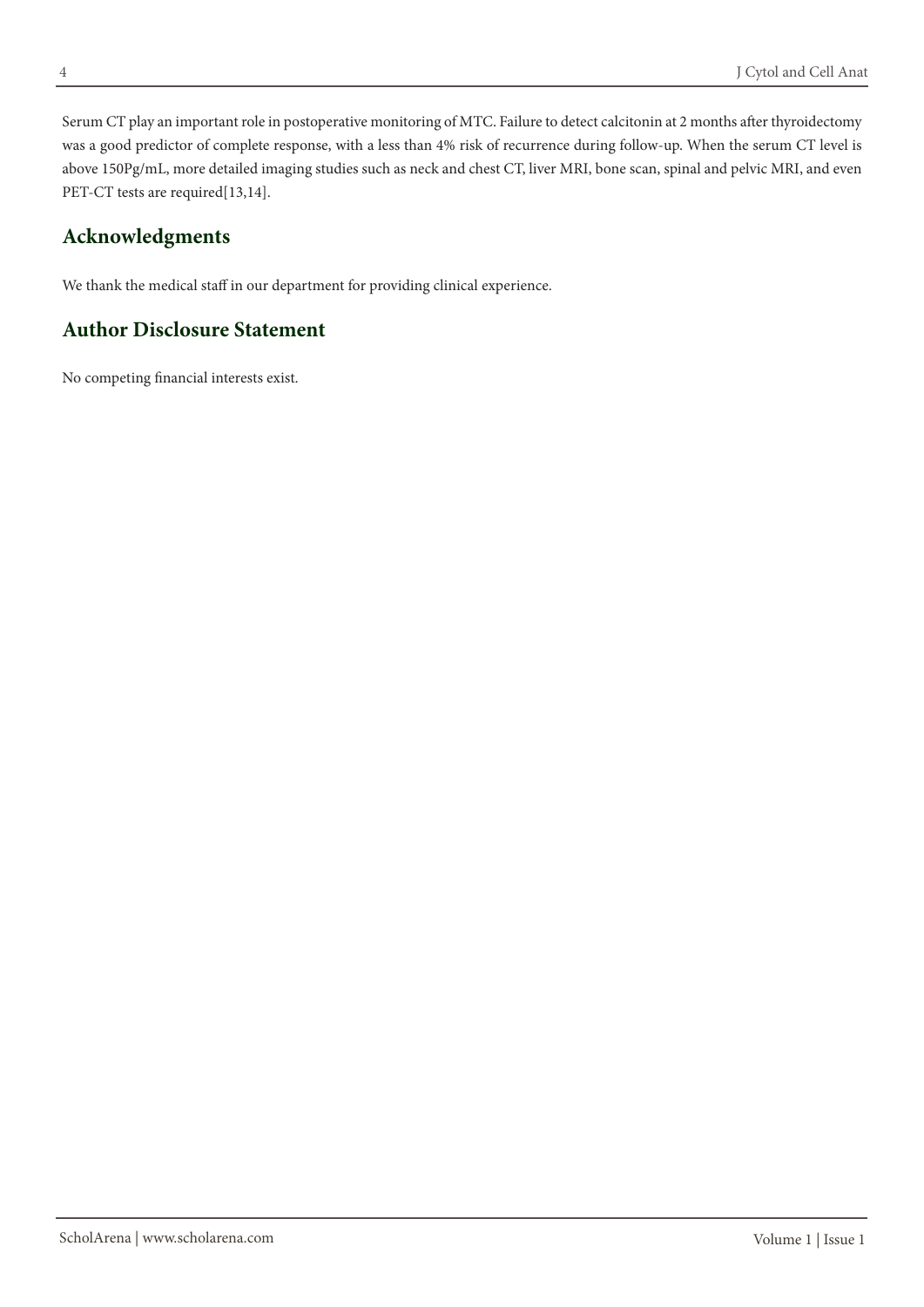Serum CT play an important role in postoperative monitoring of MTC. Failure to detect calcitonin at 2 months after thyroidectomy was a good predictor of complete response, with a less than 4% risk of recurrence during follow-up. When the serum CT level is above 150Pg/mL, more detailed imaging studies such as neck and chest CT, liver MRI, bone scan, spinal and pelvic MRI, and even PET-CT tests are required[13,14].

## Acknowledgments

We thank the medical staff in our department for providing clinical experience.

## Author Disclosure Statement

No competing financial interests exist.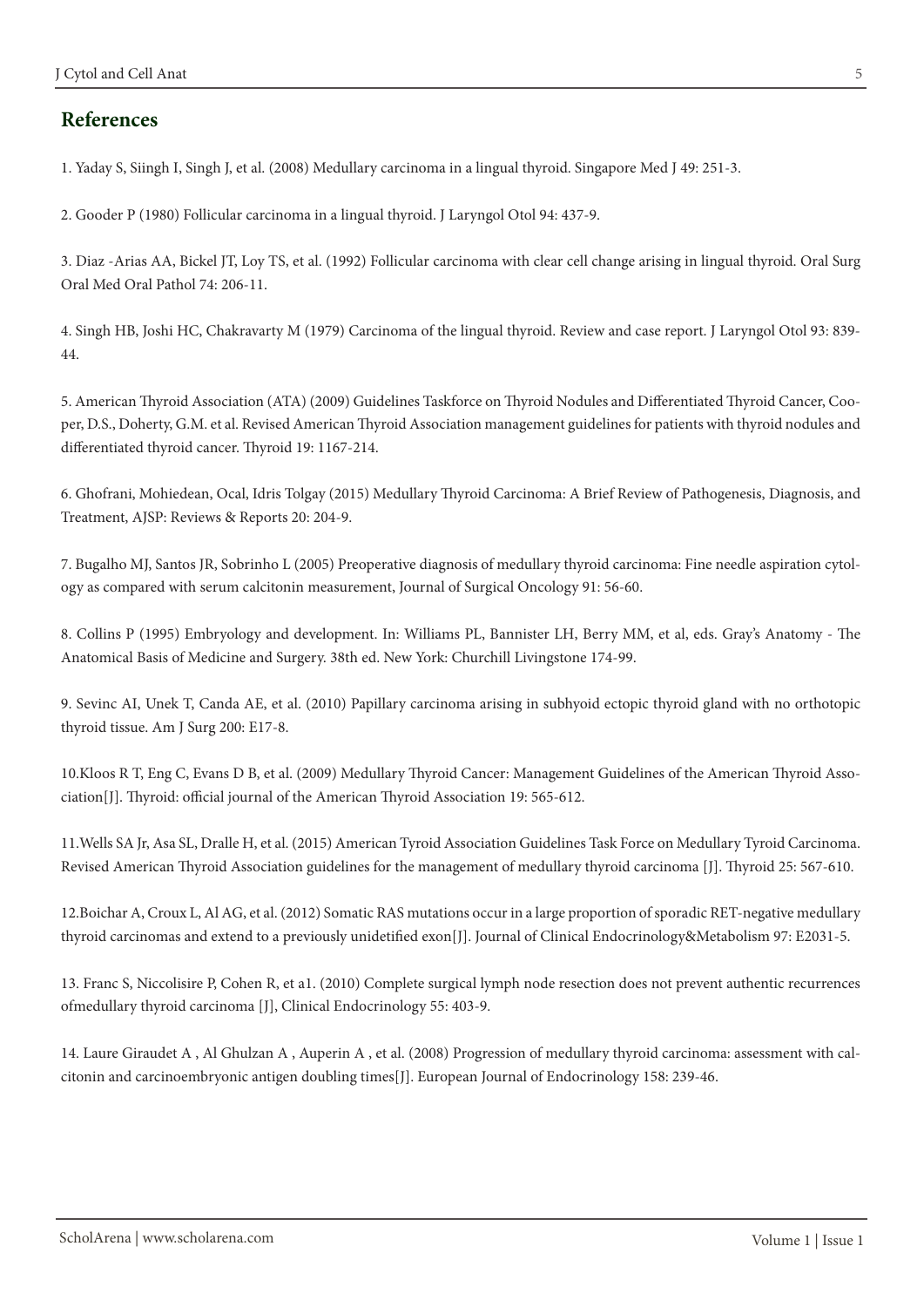## References

1. Yaday S, Siingh I, Singh J, et al. (2008) Medullary carcinoma in a lingual thyroid. Singapore Med J 49: 251-3.

2. Gooder P (1980) Follicular carcinoma in a lingual thyroid. J Laryngol Otol 94: 437-9.

3. Diaz -Arias AA, Bickel JT, Loy TS, et al. (1992) Follicular carcinoma with clear cell change arising in lingual thyroid. Oral Surg Oral Med Oral Pathol 74: 206-11.

4. Singh HB, Joshi HC, Chakravarty M (1979) Carcinoma of the lingual thyroid. Review and case report. J Laryngol Otol 93: 839-44.

5. American Thyroid Association (ATA) (2009) Guidelines Taskforce on Thyroid Nodules and Differentiated Thyroid Cancer, Cooper, D.S., Doherty, G.M. et al. Revised American Thyroid Association management guidelines for patients with thyroid nodules and differentiated thyroid cancer. Thyroid 19: 1167-214.

6. Ghofrani, Mohiedean, Ocal, Idris Tolgay (2015) Medullary Thyroid Carcinoma: A Brief Review of Pathogenesis, Diagnosis, and Treatment, AJSP: Reviews & Reports 20: 204-9.

7. Bugalho MJ, Santos JR, Sobrinho L (2005) Preoperative diagnosis of medullary thyroid carcinoma: Fine needle aspiration cytology as compared with serum calcitonin measurement, Journal of Surgical Oncology 91: 56-60.

8. Collins P (1995) Embryology and development. In: Williams PL, Bannister LH, Berry MM, et al, eds. Gray's Anatomy - The Anatomical Basis of Medicine and Surgery. 38th ed. New York: Churchill Livingstone 174-99.

9. Sevinc AI, Unek T, Canda AE, et al. (2010) Papillary carcinoma arising in subhyoid ectopic thyroid gland with no orthotopic thyroid tissue. Am J Surg 200: E17-8.

10.Kloos R T, Eng C, Evans D B, et al. (2009) Medullary Thyroid Cancer: Management Guidelines of the American Thyroid Association[J]. Thyroid: official journal of the American Thyroid Association 19: 565-612.

11.Wells SA Jr, Asa SL, Dralle H, et al. (2015) American Tyroid Association Guidelines Task Force on Medullary Tyroid Carcinoma. Revised American Thyroid Association guidelines for the management of medullary thyroid carcinoma [J]. Thyroid 25: 567-610.

12.Boichar A, Croux L, Al AG, et al. (2012) Somatic RAS mutations occur in a large proportion of sporadic RET-negative medullary thyroid carcinomas and extend to a previously unidetified exon[J]. Journal of Clinical Endocrinology&Metabolism 97: E2031-5.

13. Franc S, Niccolisire P, Cohen R, et a1. (2010) Complete surgical lymph node resection does not prevent authentic recurrences ofmedullary thyroid carcinoma [J], Clinical Endocrinology 55: 403-9.

14. Laure Giraudet A , Al Ghulzan A , Auperin A , et al. (2008) Progression of medullary thyroid carcinoma: assessment with calcitonin and carcinoembryonic antigen doubling times[J]. European Journal of Endocrinology 158: 239-46.